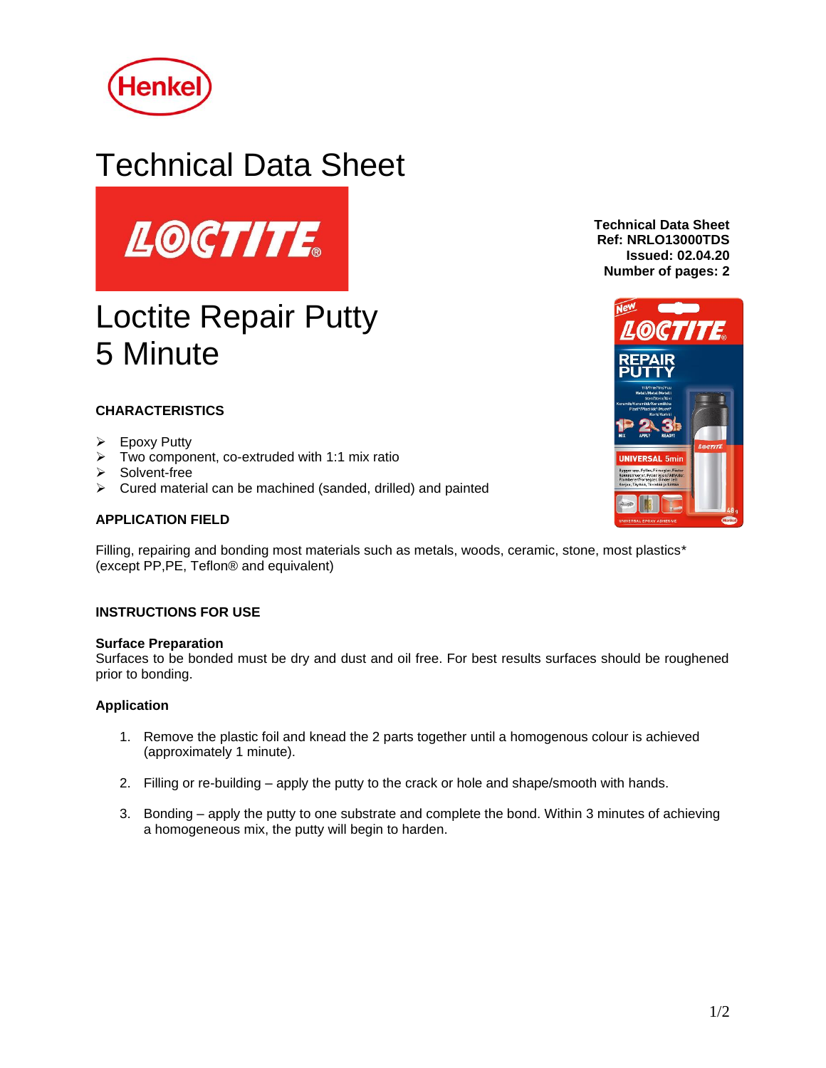Henkel

# Technical Data Sheet

LOCTITE

**Technical Data Sheet**
**Ref: NRLO13000TDS**
**Issued: 02.04.20**
**Number of pages: 2**

# Loctite Repair Putty 5 Minute

### CHARACTERISTICS

- Epoxy Putty
- Two component, co-extruded with 1:1 mix ratio
- Solvent-free
- Cured material can be machined (sanded, drilled) and painted

### APPLICATION FIELD

Filling, repairing and bonding most materials such as metals, woods, ceramic, stone, most plastics* (except PP,PE, Teflon® and equivalent)

### INSTRUCTIONS FOR USE

**Surface Preparation**
Surfaces to be bonded must be dry and dust and oil free. For best results surfaces should be roughened prior to bonding.

**Application**

1. Remove the plastic foil and knead the 2 parts together until a homogenous colour is achieved (approximately 1 minute).

2. Filling or re-building – apply the putty to the crack or hole and shape/smooth with hands.

3. Bonding – apply the putty to one substrate and complete the bond. Within 3 minutes of achieving a homogeneous mix, the putty will begin to harden.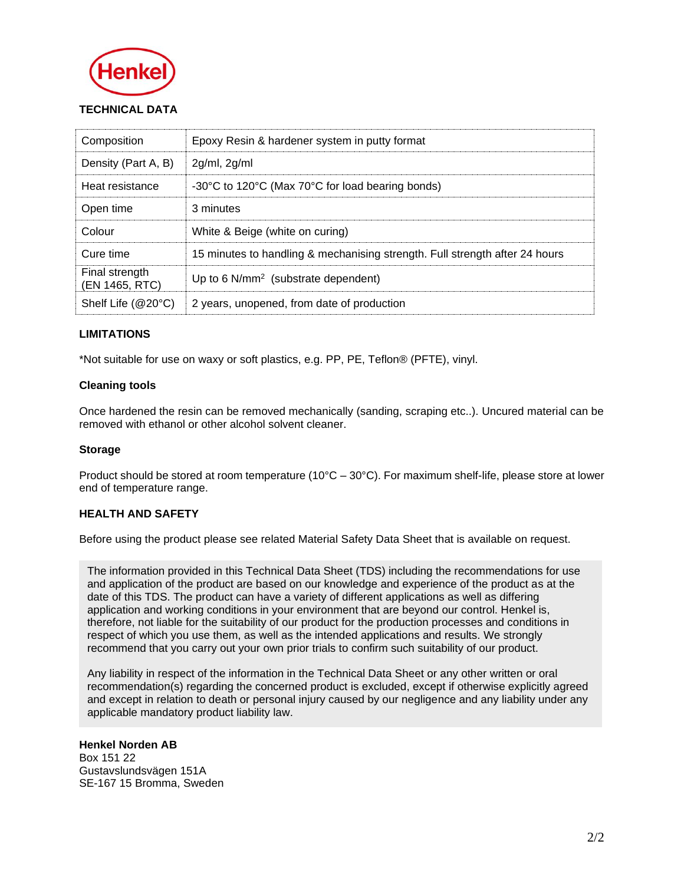Henkel

## TECHNICAL DATA

| | |
|---|---|
| Composition | Epoxy Resin & hardener system in putty format |
| Density (Part A, B) | 2g/ml, 2g/ml |
| Heat resistance | -30°C to 120°C (Max 70°C for load bearing bonds) |
| Open time | 3 minutes |
| Colour | White & Beige (white on curing) |
| Cure time | 15 minutes to handling & mechanising strength. Full strength after 24 hours |
| Final strength (EN 1465, RTC) | Up to 6 N/mm$^2$ (substrate dependent) |
| Shelf Life (@20°C) | 2 years, unopened, from date of production |

## LIMITATIONS

*Not suitable for use on waxy or soft plastics, e.g. PP, PE, Teflon® (PFTE), vinyl.

### Cleaning tools

Once hardened the resin can be removed mechanically (sanding, scraping etc..). Uncured material can be removed with ethanol or other alcohol solvent cleaner.

### Storage

Product should be stored at room temperature (10°C – 30°C). For maximum shelf-life, please store at lower end of temperature range.

## HEALTH AND SAFETY

Before using the product please see related Material Safety Data Sheet that is available on request.

The information provided in this Technical Data Sheet (TDS) including the recommendations for use and application of the product are based on our knowledge and experience of the product as at the date of this TDS. The product can have a variety of different applications as well as differing application and working conditions in your environment that are beyond our control. Henkel is, therefore, not liable for the suitability of our product for the production processes and conditions in respect of which you use them, as well as the intended applications and results. We strongly recommend that you carry out your own prior trials to confirm such suitability of our product.

Any liability in respect of the information in the Technical Data Sheet or any other written or oral recommendation(s) regarding the concerned product is excluded, except if otherwise explicitly agreed and except in relation to death or personal injury caused by our negligence and any liability under any applicable mandatory product liability law.

**Henkel Norden AB**
Box 151 22
Gustavslundsvägen 151A
SE-167 15 Bromma, Sweden